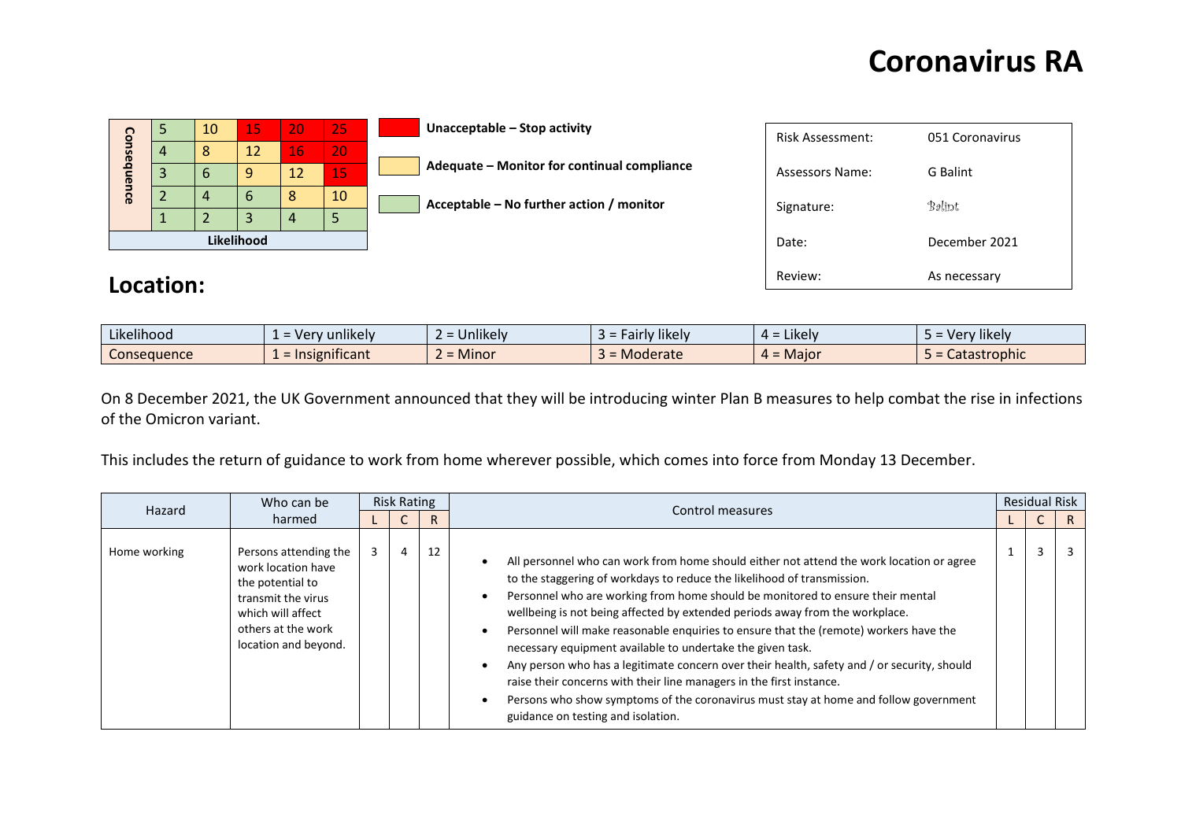# Coronavirus RA

| Consequence | | | | | |
|---|---|---|---|---|---|
| | 5 | 10 | 15 | 20 | 25 |
| | 4 | 8 | 12 | 16 | 20 |
| | 3 | 6 | 9 | 12 | 15 |
| | 2 | 4 | 6 | 8 | 10 |
| | 1 | 2 | 3 | 4 | 5 |
| Likelihood | | | | | |

**Unacceptable – Stop activity**

**Adequate – Monitor for continual compliance**

**Acceptable – No further action / monitor**

| | |
|---|---|
| Risk Assessment: | 051 Coronavirus |
| Assessors Name: | G Balint |
| Signature: | Balint |
| Date: | December 2021 |
| Review: | As necessary |

## Location:

| Likelihood | 1 = Very unlikely | 2 = Unlikely | 3 = Fairly likely | 4 = Likely | 5 = Very likely |
|---|---|---|---|---|---|
| Consequence | 1 = Insignificant | 2 = Minor | 3 = Moderate | 4 = Major | 5 = Catastrophic |

On 8 December 2021, the UK Government announced that they will be introducing winter Plan B measures to help combat the rise in infections of the Omicron variant.

This includes the return of guidance to work from home wherever possible, which comes into force from Monday 13 December.

| Hazard | Who can be harmed | Risk Rating | | | Control measures | Residual Risk | | |
|---|---|---|---|---|---|---|---|---|
| | | L | C | R | | L | C | R |
| Home working | Persons attending the work location have the potential to transmit the virus which will affect others at the work location and beyond. | 3 | 4 | 12 | • All personnel who can work from home should either not attend the work location or agree to the staggering of workdays to reduce the likelihood of transmission.<br>• Personnel who are working from home should be monitored to ensure their mental wellbeing is not being affected by extended periods away from the workplace.<br>• Personnel will make reasonable enquiries to ensure that the (remote) workers have the necessary equipment available to undertake the given task.<br>• Any person who has a legitimate concern over their health, safety and / or security, should raise their concerns with their line managers in the first instance.<br>• Persons who show symptoms of the coronavirus must stay at home and follow government guidance on testing and isolation. | 1 | 3 | 3 |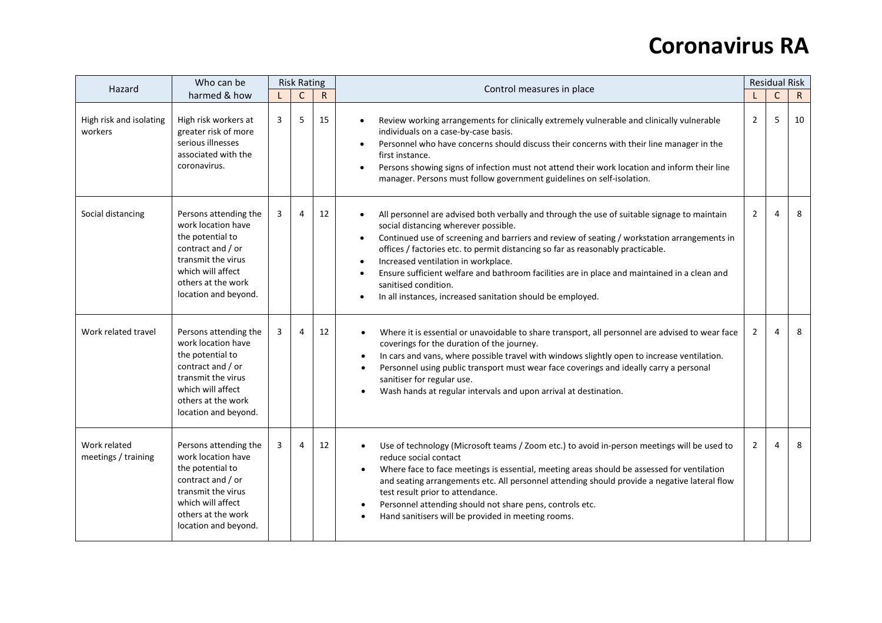# Coronavirus RA

| Hazard | Who can be harmed & how | Risk Rating | | | Control measures in place | Residual Risk | | |
|---|---|---|---|---|---|---|---|---|
| | | L | C | R | | L | C | R |
| High risk and isolating workers | High risk workers at greater risk of more serious illnesses associated with the coronavirus. | 3 | 5 | 15 | • Review working arrangements for clinically extremely vulnerable and clinically vulnerable individuals on a case-by-case basis.<br>• Personnel who have concerns should discuss their concerns with their line manager in the first instance.<br>• Persons showing signs of infection must not attend their work location and inform their line manager. Persons must follow government guidelines on self-isolation. | 2 | 5 | 10 |
| Social distancing | Persons attending the work location have the potential to contract and / or transmit the virus which will affect others at the work location and beyond. | 3 | 4 | 12 | • All personnel are advised both verbally and through the use of suitable signage to maintain social distancing wherever possible.<br>• Continued use of screening and barriers and review of seating / workstation arrangements in offices / factories etc. to permit distancing so far as reasonably practicable.<br>• Increased ventilation in workplace.<br>• Ensure sufficient welfare and bathroom facilities are in place and maintained in a clean and sanitised condition.<br>• In all instances, increased sanitation should be employed. | 2 | 4 | 8 |
| Work related travel | Persons attending the work location have the potential to contract and / or transmit the virus which will affect others at the work location and beyond. | 3 | 4 | 12 | • Where it is essential or unavoidable to share transport, all personnel are advised to wear face coverings for the duration of the journey.<br>• In cars and vans, where possible travel with windows slightly open to increase ventilation.<br>• Personnel using public transport must wear face coverings and ideally carry a personal sanitiser for regular use.<br>• Wash hands at regular intervals and upon arrival at destination. | 2 | 4 | 8 |
| Work related meetings / training | Persons attending the work location have the potential to contract and / or transmit the virus which will affect others at the work location and beyond. | 3 | 4 | 12 | • Use of technology (Microsoft teams / Zoom etc.) to avoid in-person meetings will be used to reduce social contact<br>• Where face to face meetings is essential, meeting areas should be assessed for ventilation and seating arrangements etc. All personnel attending should provide a negative lateral flow test result prior to attendance.<br>• Personnel attending should not share pens, controls etc.<br>• Hand sanitisers will be provided in meeting rooms. | 2 | 4 | 8 |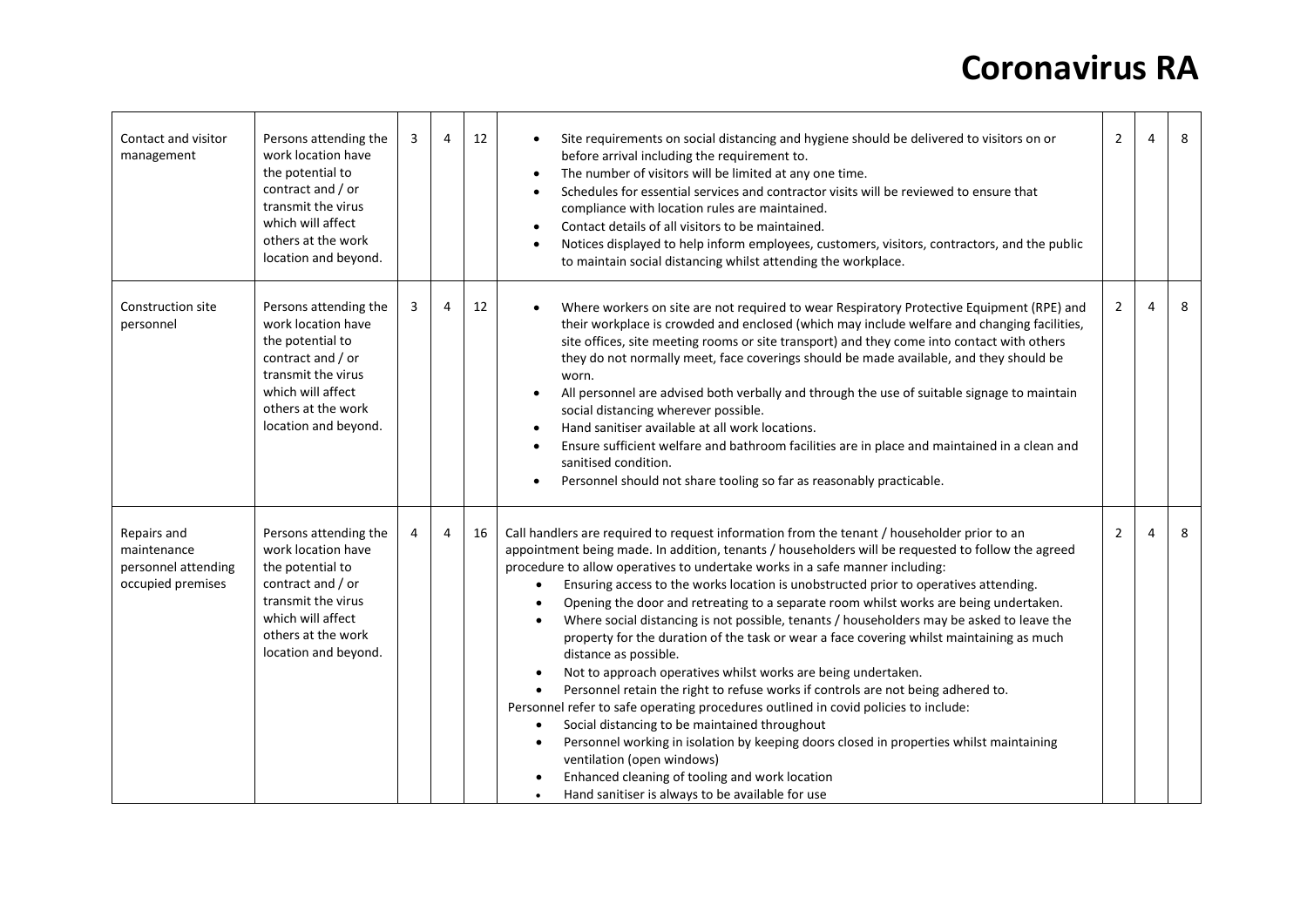# Coronavirus RA

| | | | | | | | | |
|---|---|---|---|---|---|---|---|---|
| Contact and visitor management | Persons attending the work location have the potential to contract and / or transmit the virus which will affect others at the work location and beyond. | 3 | 4 | 12 | • Site requirements on social distancing and hygiene should be delivered to visitors on or before arrival including the requirement to.<br>• The number of visitors will be limited at any one time.<br>• Schedules for essential services and contractor visits will be reviewed to ensure that compliance with location rules are maintained.<br>• Contact details of all visitors to be maintained.<br>• Notices displayed to help inform employees, customers, visitors, contractors, and the public to maintain social distancing whilst attending the workplace. | 2 | 4 | 8 |
| Construction site personnel | Persons attending the work location have the potential to contract and / or transmit the virus which will affect others at the work location and beyond. | 3 | 4 | 12 | • Where workers on site are not required to wear Respiratory Protective Equipment (RPE) and their workplace is crowded and enclosed (which may include welfare and changing facilities, site offices, site meeting rooms or site transport) and they come into contact with others they do not normally meet, face coverings should be made available, and they should be worn.<br>• All personnel are advised both verbally and through the use of suitable signage to maintain social distancing wherever possible.<br>• Hand sanitiser available at all work locations.<br>• Ensure sufficient welfare and bathroom facilities are in place and maintained in a clean and sanitised condition.<br>• Personnel should not share tooling so far as reasonably practicable. | 2 | 4 | 8 |
| Repairs and maintenance personnel attending occupied premises | Persons attending the work location have the potential to contract and / or transmit the virus which will affect others at the work location and beyond. | 4 | 4 | 16 | Call handlers are required to request information from the tenant / householder prior to an appointment being made. In addition, tenants / householders will be requested to follow the agreed procedure to allow operatives to undertake works in a safe manner including:<br>• Ensuring access to the works location is unobstructed prior to operatives attending.<br>• Opening the door and retreating to a separate room whilst works are being undertaken.<br>• Where social distancing is not possible, tenants / householders may be asked to leave the property for the duration of the task or wear a face covering whilst maintaining as much distance as possible.<br>• Not to approach operatives whilst works are being undertaken.<br>• Personnel retain the right to refuse works if controls are not being adhered to.<br>Personnel refer to safe operating procedures outlined in covid policies to include:<br>• Social distancing to be maintained throughout<br>• Personnel working in isolation by keeping doors closed in properties whilst maintaining ventilation (open windows)<br>• Enhanced cleaning of tooling and work location<br>• Hand sanitiser is always to be available for use | 2 | 4 | 8 |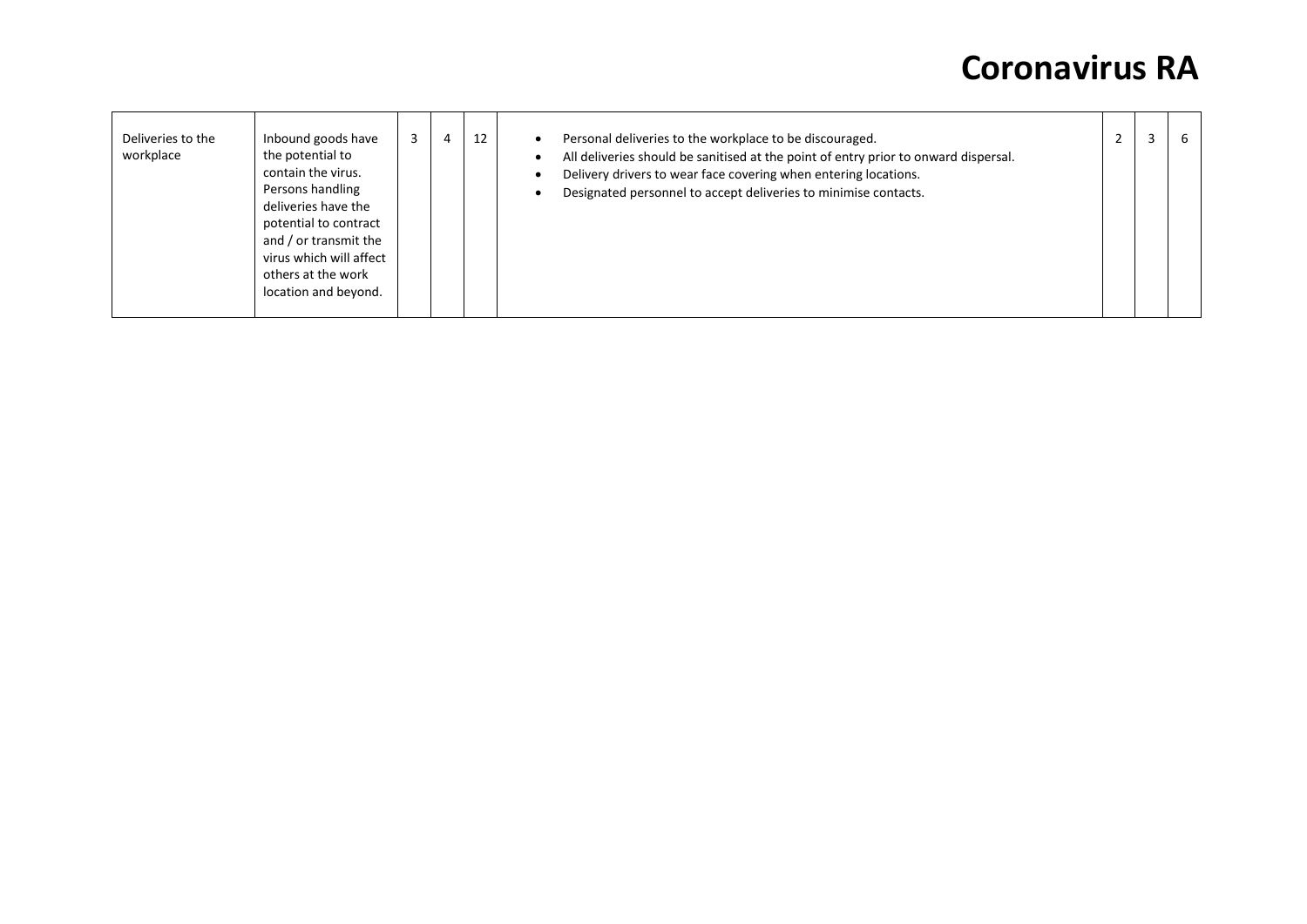| | | | | | | | | |
|---|---|---|---|---|---|---|---|---|
| Deliveries to the workplace | Inbound goods have the potential to contain the virus. Persons handling deliveries have the potential to contract and / or transmit the virus which will affect others at the work location and beyond. | 3 | 4 | 12 | • Personal deliveries to the workplace to be discouraged.<br>• All deliveries should be sanitised at the point of entry prior to onward dispersal.<br>• Delivery drivers to wear face covering when entering locations.<br>• Designated personnel to accept deliveries to minimise contacts. | 2 | 3 | 6 |